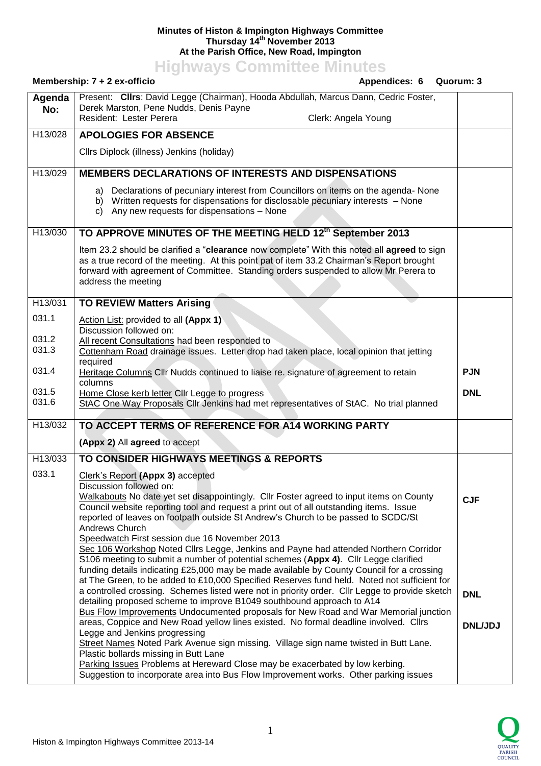**Minutes of Histon & Impington Highways Committee**
**Thursday 14th November 2013**
**At the Parish Office, New Road, Impington**

# Highways Committee Minutes

**Membership: 7 + 2 ex-officio** **Appendices: 6** **Quorum: 3**

| Agenda No: | Present: **Cllrs**: David Legge (Chairman), Hooda Abdullah, Marcus Dann, Cedric Foster, Derek Marston, Pene Nudds, Denis Payne<br>Resident: Lester Perera Clerk: Angela Young | |
|---|---|---|
| H13/028 | **APOLOGIES FOR ABSENCE**<br>Cllrs Diplock (illness) Jenkins (holiday) | |
| H13/029 | **MEMBERS DECLARATIONS OF INTERESTS AND DISPENSATIONS**<br>a) Declarations of pecuniary interest from Councillors on items on the agenda- None<br>b) Written requests for dispensations for disclosable pecuniary interests – None<br>c) Any new requests for dispensations – None | |
| H13/030 | **TO APPROVE MINUTES OF THE MEETING HELD 12th September 2013**<br>Item 23.2 should be clarified a "**clearance** now complete" With this noted all **agreed** to sign as a true record of the meeting. At this point pat of item 33.2 Chairman's Report brought forward with agreement of Committee. Standing orders suspended to allow Mr Perera to address the meeting | |
| H13/031 | **TO REVIEW Matters Arising** | |
| 031.1 | Action List: provided to all **(Appx 1)**<br>Discussion followed on: | |
| 031.2 | All recent Consultations had been responded to | |
| 031.3 | Cottenham Road drainage issues. Letter drop had taken place, local opinion that jetting required | |
| 031.4 | Heritage Columns Cllr Nudds continued to liaise re. signature of agreement to retain columns | **PJN** |
| 031.5 | Home Close kerb letter Cllr Legge to progress | **DNL** |
| 031.6 | StAC One Way Proposals Cllr Jenkins had met representatives of StAC. No trial planned | |
| H13/032 | **TO ACCEPT TERMS OF REFERENCE FOR A14 WORKING PARTY**<br>**(Appx 2)** All **agreed** to accept | |
| H13/033 | **TO CONSIDER HIGHWAYS MEETINGS & REPORTS** | |
| 033.1 | Clerk's Report **(Appx 3)** accepted<br>Discussion followed on:<br>Walkabouts No date yet set disappointingly. Cllr Foster agreed to input items on County Council website reporting tool and request a print out of all outstanding items. Issue reported of leaves on footpath outside St Andrew's Church to be passed to SCDC/St Andrews Church | **CJF** |
| | Speedwatch First session due 16 November 2013<br>Sec 106 Workshop Noted Cllrs Legge, Jenkins and Payne had attended Northern Corridor S106 meeting to submit a number of potential schemes (**Appx 4**). Cllr Legge clarified funding details indicating £25,000 may be made available by County Council for a crossing at The Green, to be added to £10,000 Specified Reserves fund held. Noted not sufficient for a controlled crossing. Schemes listed were not in priority order. Cllr Legge to provide sketch detailing proposed scheme to improve B1049 southbound approach to A14 | **DNL** |
| | Bus Flow Improvements Undocumented proposals for New Road and War Memorial junction areas, Coppice and New Road yellow lines existed. No formal deadline involved. Cllrs Legge and Jenkins progressing | **DNL/JDJ** |
| | Street Names Noted Park Avenue sign missing. Village sign name twisted in Butt Lane. Plastic bollards missing in Butt Lane<br>Parking Issues Problems at Hereward Close may be exacerbated by low kerbing. Suggestion to incorporate area into Bus Flow Improvement works. Other parking issues | |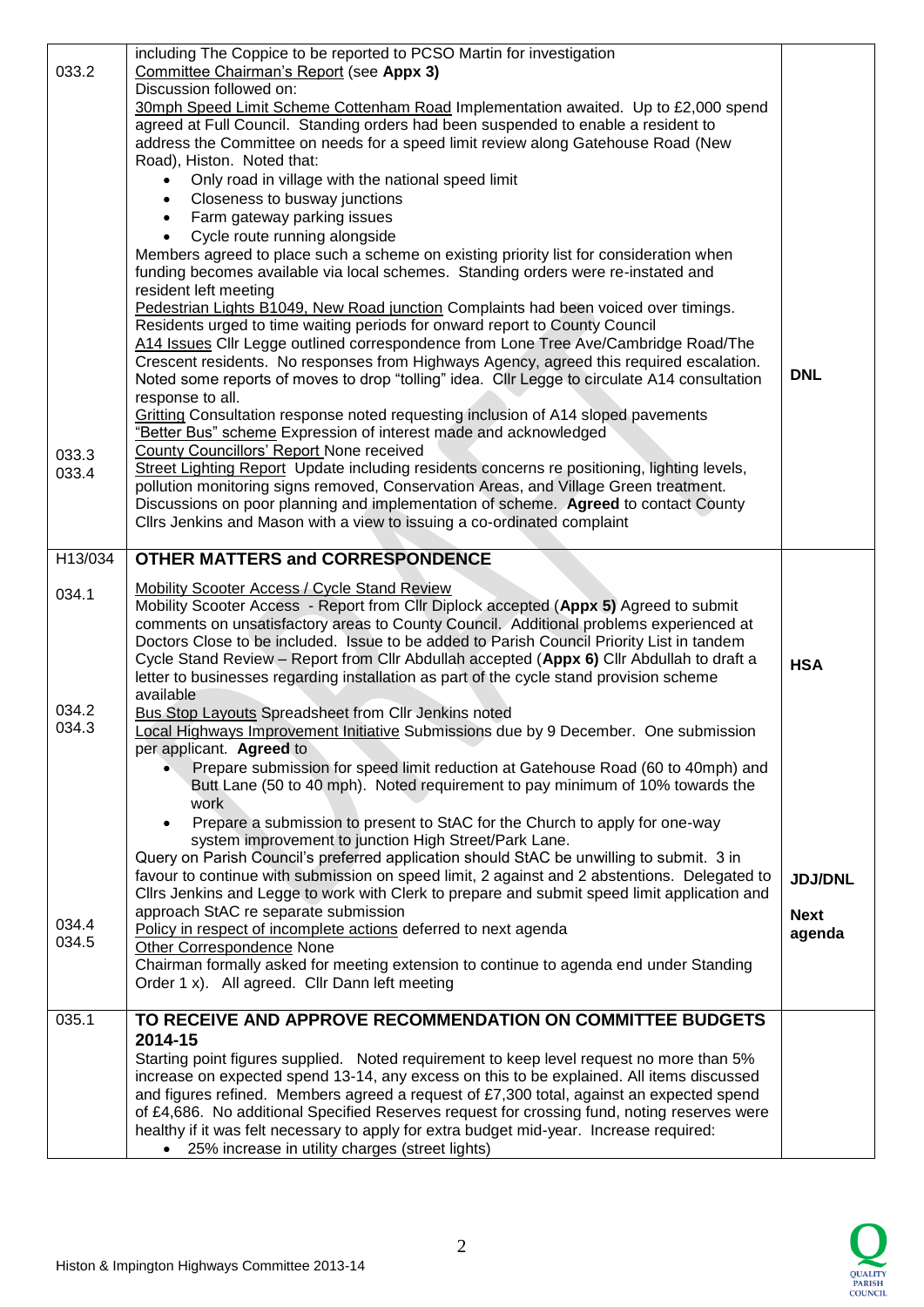| | | |
|---|---|---|
| 033.2 | including The Coppice to be reported to PCSO Martin for investigation<br>Committee Chairman's Report (see **Appx 3)**<br>Discussion followed on:<br>30mph Speed Limit Scheme Cottenham Road Implementation awaited. Up to £2,000 spend agreed at Full Council. Standing orders had been suspended to enable a resident to address the Committee on needs for a speed limit review along Gatehouse Road (New Road), Histon. Noted that:<br>• Only road in village with the national speed limit<br>• Closeness to busway junctions<br>• Farm gateway parking issues<br>• Cycle route running alongside<br>Members agreed to place such a scheme on existing priority list for consideration when funding becomes available via local schemes. Standing orders were re-instated and resident left meeting<br>Pedestrian Lights B1049, New Road junction Complaints had been voiced over timings. Residents urged to time waiting periods for onward report to County Council<br>A14 Issues Cllr Legge outlined correspondence from Lone Tree Ave/Cambridge Road/The Crescent residents. No responses from Highways Agency, agreed this required escalation. Noted some reports of moves to drop "tolling" idea. Cllr Legge to circulate A14 consultation response to all.<br>Gritting Consultation response noted requesting inclusion of A14 sloped pavements<br>"Better Bus" scheme Expression of interest made and acknowledged | **DNL** |
| 033.3 | County Councillors' Report None received | |
| 033.4 | Street Lighting Report Update including residents concerns re positioning, lighting levels, pollution monitoring signs removed, Conservation Areas, and Village Green treatment. Discussions on poor planning and implementation of scheme. **Agreed** to contact County Cllrs Jenkins and Mason with a view to issuing a co-ordinated complaint | |
| H13/034 | **OTHER MATTERS and CORRESPONDENCE** | |
| 034.1 | Mobility Scooter Access / Cycle Stand Review<br>Mobility Scooter Access - Report from Cllr Diplock accepted (**Appx 5)** Agreed to submit comments on unsatisfactory areas to County Council. Additional problems experienced at Doctors Close to be included. Issue to be added to Parish Council Priority List in tandem<br>Cycle Stand Review – Report from Cllr Abdullah accepted (**Appx 6)** Cllr Abdullah to draft a letter to businesses regarding installation as part of the cycle stand provision scheme available | **HSA** |
| 034.2 | Bus Stop Layouts Spreadsheet from Cllr Jenkins noted | |
| 034.3 | Local Highways Improvement Initiative Submissions due by 9 December. One submission per applicant. **Agreed** to<br>• Prepare submission for speed limit reduction at Gatehouse Road (60 to 40mph) and Butt Lane (50 to 40 mph). Noted requirement to pay minimum of 10% towards the work<br>• Prepare a submission to present to StAC for the Church to apply for one-way system improvement to junction High Street/Park Lane.<br>Query on Parish Council's preferred application should StAC be unwilling to submit. 3 in favour to continue with submission on speed limit, 2 against and 2 abstentions. Delegated to Cllrs Jenkins and Legge to work with Clerk to prepare and submit speed limit application and approach StAC re separate submission | **JDJ/DNL** |
| 034.4 | Policy in respect of incomplete actions deferred to next agenda | **Next agenda** |
| 034.5 | Other Correspondence None<br>Chairman formally asked for meeting extension to continue to agenda end under Standing Order 1 x). All agreed. Cllr Dann left meeting | |
| 035.1 | **TO RECEIVE AND APPROVE RECOMMENDATION ON COMMITTEE BUDGETS 2014-15**<br>Starting point figures supplied. Noted requirement to keep level request no more than 5% increase on expected spend 13-14, any excess on this to be explained. All items discussed and figures refined. Members agreed a request of £7,300 total, against an expected spend of £4,686. No additional Specified Reserves request for crossing fund, noting reserves were healthy if it was felt necessary to apply for extra budget mid-year. Increase required:<br>• 25% increase in utility charges (street lights) | |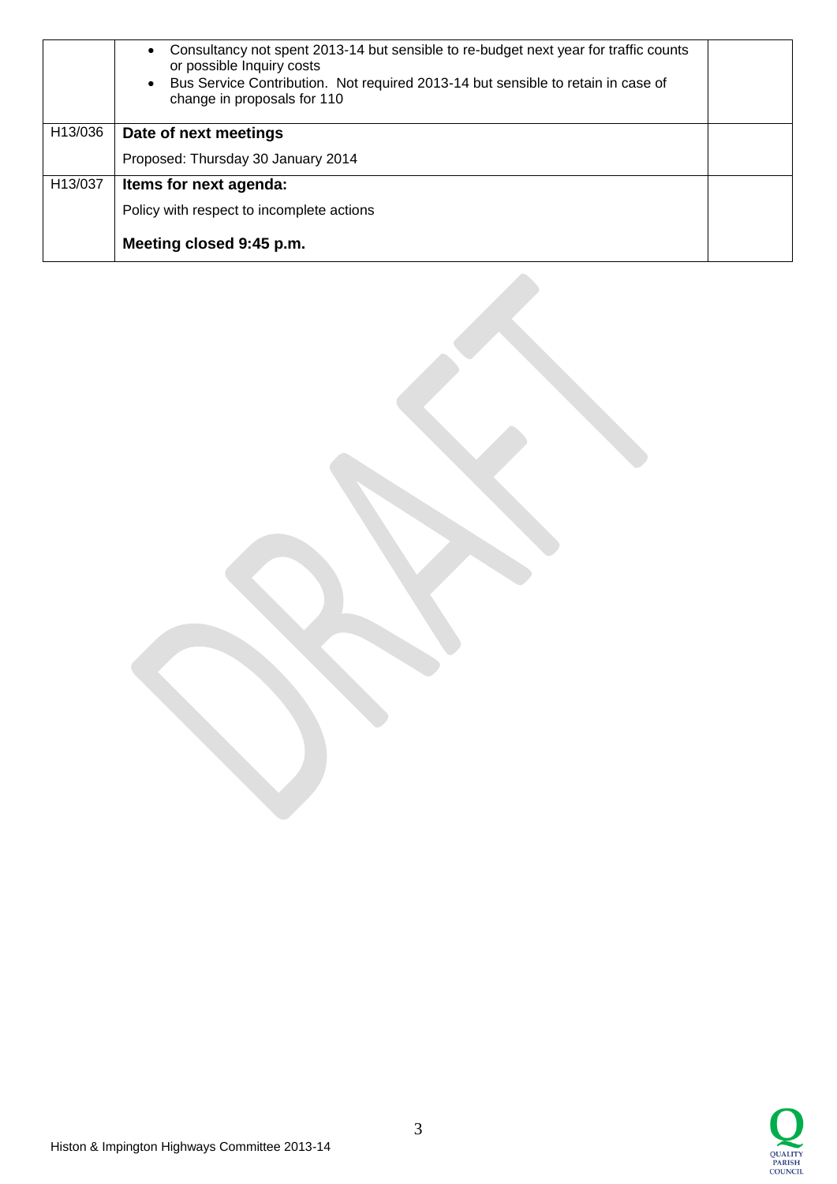| | | |
|---|---|---|
| | • Consultancy not spent 2013-14 but sensible to re-budget next year for traffic counts or possible Inquiry costs<br>• Bus Service Contribution. Not required 2013-14 but sensible to retain in case of change in proposals for 110 | |
| H13/036 | **Date of next meetings**<br><br>Proposed: Thursday 30 January 2014 | |
| H13/037 | **Items for next agenda:**<br><br>Policy with respect to incomplete actions<br><br>**Meeting closed 9:45 p.m.** | |